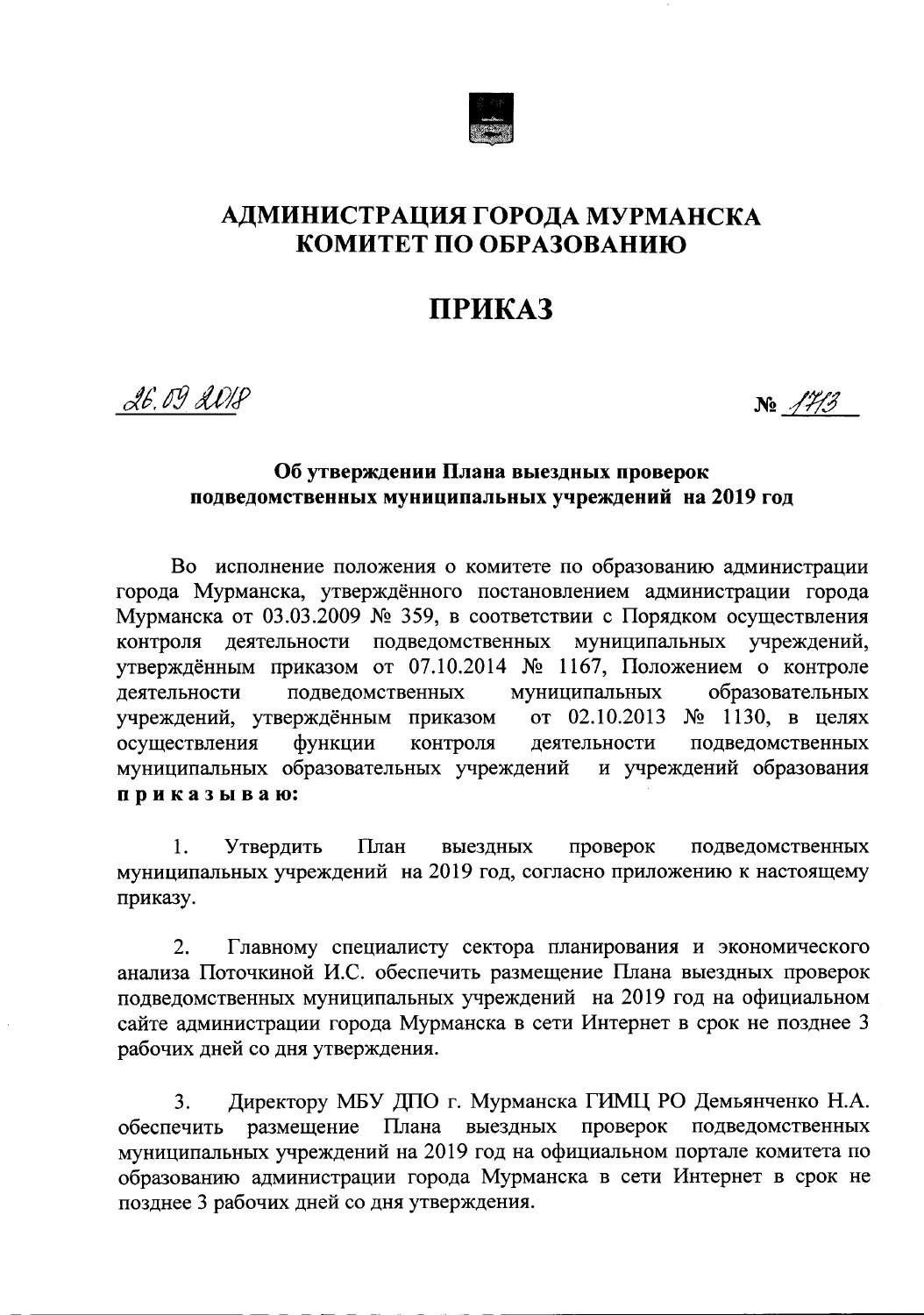# АДМИНИСТРАЦИЯ ГОРОДА МУРМАНСКА
# КОМИТЕТ ПО ОБРАЗОВАНИЮ

# ПРИКАЗ

26.09.2018 № 1713

**Об утверждении Плана выездных проверок подведомственных муниципальных учреждений на 2019 год**

Во исполнение положения о комитете по образованию администрации города Мурманска, утверждённого постановлением администрации города Мурманска от 03.03.2009 № 359, в соответствии с Порядком осуществления контроля деятельности подведомственных муниципальных учреждений, утверждённым приказом от 07.10.2014 № 1167, Положением о контроле деятельности подведомственных муниципальных образовательных учреждений, утверждённым приказом от 02.10.2013 № 1130, в целях осуществления функции контроля деятельности подведомственных муниципальных образовательных учреждений и учреждений образования **приказываю:**

1. Утвердить План выездных проверок подведомственных муниципальных учреждений на 2019 год, согласно приложению к настоящему приказу.

2. Главному специалисту сектора планирования и экономического анализа Поточкиной И.С. обеспечить размещение Плана выездных проверок подведомственных муниципальных учреждений на 2019 год на официальном сайте администрации города Мурманска в сети Интернет в срок не позднее 3 рабочих дней со дня утверждения.

3. Директору МБУ ДПО г. Мурманска ГИМЦ РО Демьянченко Н.А. обеспечить размещение Плана выездных проверок подведомственных муниципальных учреждений на 2019 год на официальном портале комитета по образованию администрации города Мурманска в сети Интернет в срок не позднее 3 рабочих дней со дня утверждения.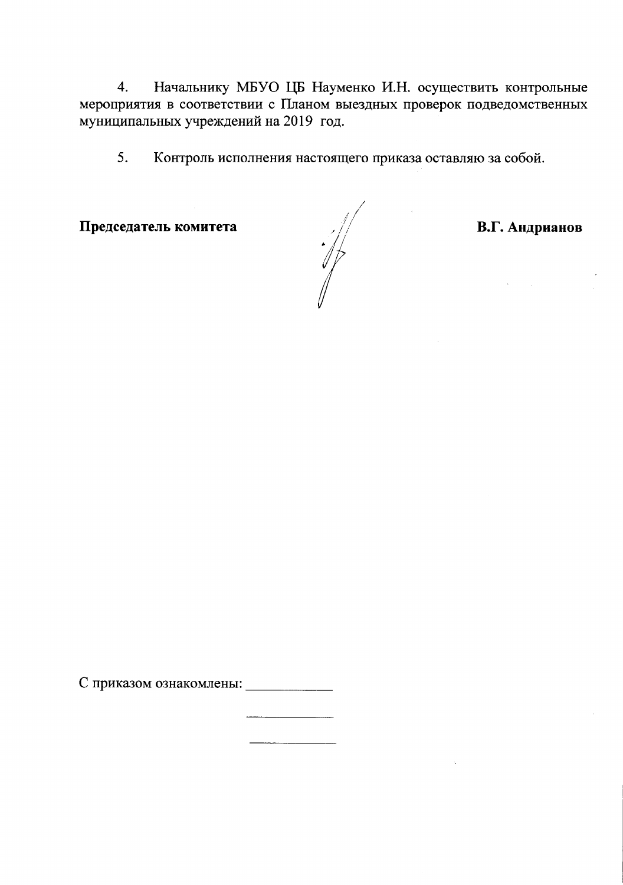4. Начальнику МБУО ЦБ Науменко И.Н. осуществить контрольные мероприятия в соответствии с Планом выездных проверок подведомственных муниципальных учреждений на 2019 год.

5. Контроль исполнения настоящего приказа оставляю за собой.

**Председатель комитета** **В.Г. Андрианов**

С приказом ознакомлены: ____________

____________

____________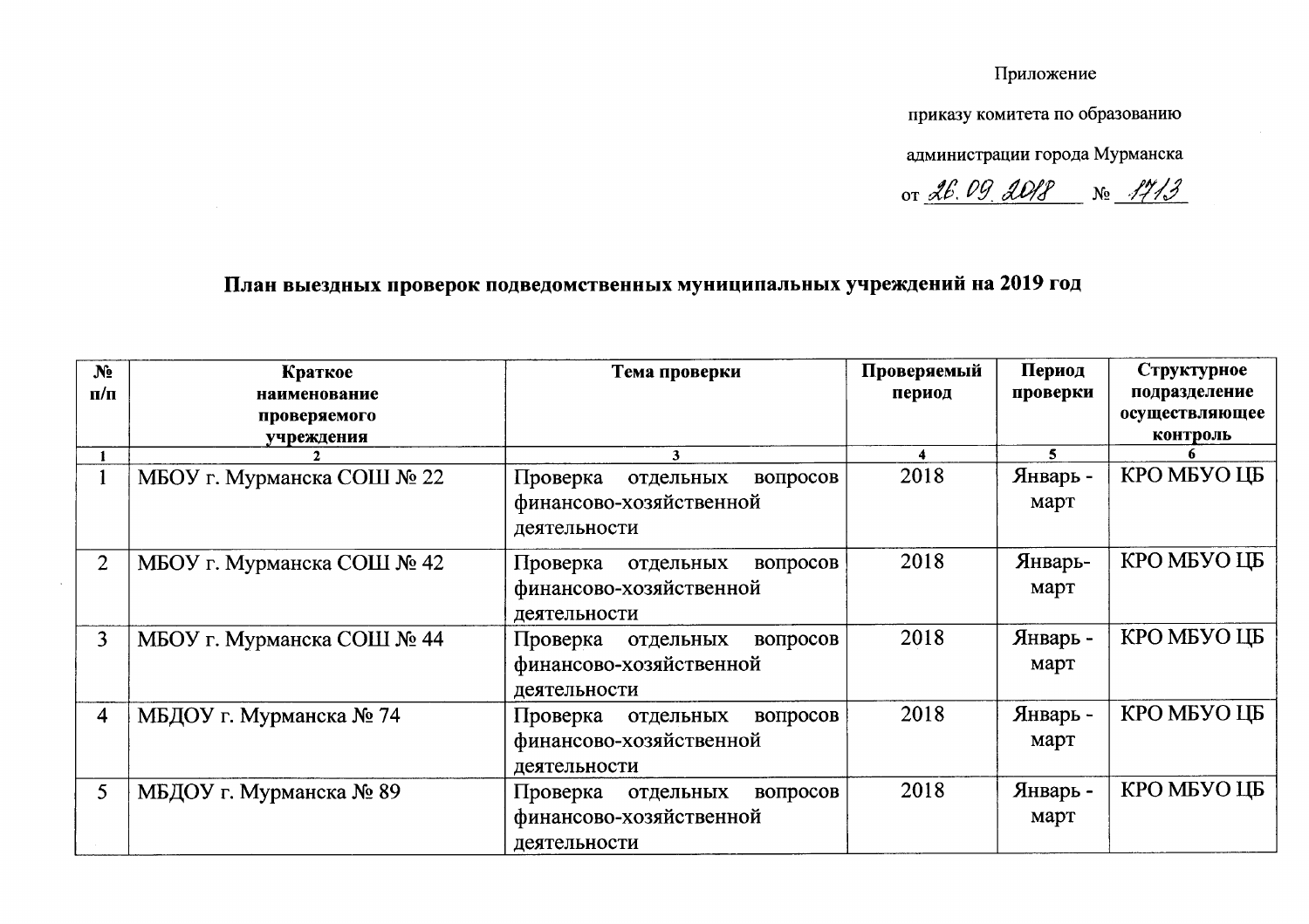Приложение

приказу комитета по образованию

администрации города Мурманска

от 26.09.2018 № 1713

## План выездных проверок подведомственных муниципальных учреждений на 2019 год

| № п/п | Краткое наименование проверяемого учреждения | Тема проверки | Проверяемый период | Период проверки | Структурное подразделение осуществляющее контроль |
|---|---|---|---|---|---|
| 1 | 2 | 3 | 4 | 5 | 6 |
| 1 | МБОУ г. Мурманска СОШ № 22 | Проверка отдельных вопросов финансово-хозяйственной деятельности | 2018 | Январь - март | КРО МБУО ЦБ |
| 2 | МБОУ г. Мурманска СОШ № 42 | Проверка отдельных вопросов финансово-хозяйственной деятельности | 2018 | Январь-март | КРО МБУО ЦБ |
| 3 | МБОУ г. Мурманска СОШ № 44 | Проверка отдельных вопросов финансово-хозяйственной деятельности | 2018 | Январь - март | КРО МБУО ЦБ |
| 4 | МБДОУ г. Мурманска № 74 | Проверка отдельных вопросов финансово-хозяйственной деятельности | 2018 | Январь - март | КРО МБУО ЦБ |
| 5 | МБДОУ г. Мурманска № 89 | Проверка отдельных вопросов финансово-хозяйственной деятельности | 2018 | Январь - март | КРО МБУО ЦБ |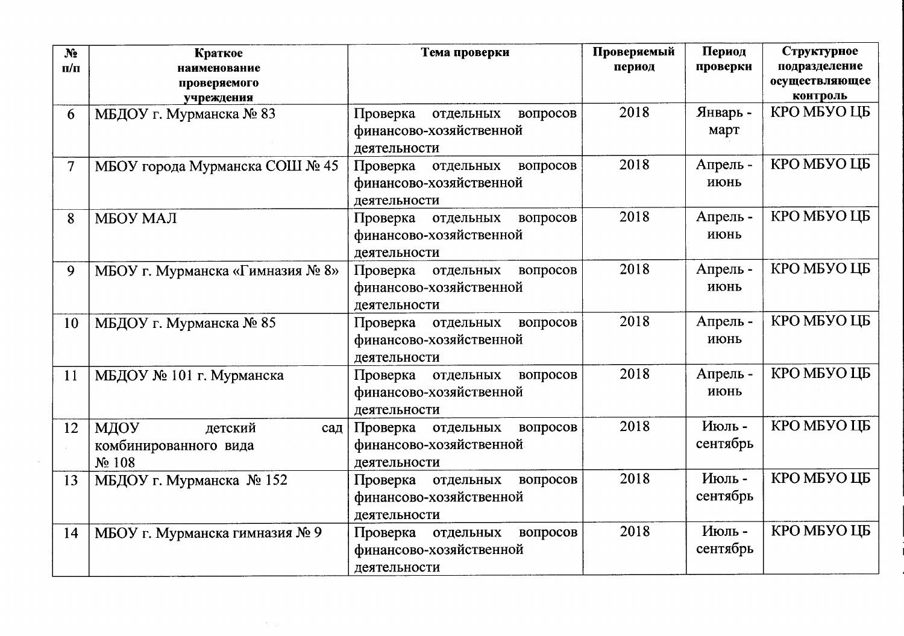| № п/п | Краткое наименование проверяемого учреждения | Тема проверки | Проверяемый период | Период проверки | Структурное подразделение осуществляющее контроль |
|---|---|---|---|---|---|
| 6 | МБДОУ г. Мурманска № 83 | Проверка отдельных вопросов финансово-хозяйственной деятельности | 2018 | Январь - март | КРО МБУО ЦБ |
| 7 | МБОУ города Мурманска СОШ № 45 | Проверка отдельных вопросов финансово-хозяйственной деятельности | 2018 | Апрель - июнь | КРО МБУО ЦБ |
| 8 | МБОУ МАЛ | Проверка отдельных вопросов финансово-хозяйственной деятельности | 2018 | Апрель - июнь | КРО МБУО ЦБ |
| 9 | МБОУ г. Мурманска «Гимназия № 8» | Проверка отдельных вопросов финансово-хозяйственной деятельности | 2018 | Апрель - июнь | КРО МБУО ЦБ |
| 10 | МБДОУ г. Мурманска № 85 | Проверка отдельных вопросов финансово-хозяйственной деятельности | 2018 | Апрель - июнь | КРО МБУО ЦБ |
| 11 | МБДОУ № 101 г. Мурманска | Проверка отдельных вопросов финансово-хозяйственной деятельности | 2018 | Апрель - июнь | КРО МБУО ЦБ |
| 12 | МДОУ детский сад комбинированного вида № 108 | Проверка отдельных вопросов финансово-хозяйственной деятельности | 2018 | Июль - сентябрь | КРО МБУО ЦБ |
| 13 | МБДОУ г. Мурманска № 152 | Проверка отдельных вопросов финансово-хозяйственной деятельности | 2018 | Июль - сентябрь | КРО МБУО ЦБ |
| 14 | МБОУ г. Мурманска гимназия № 9 | Проверка отдельных вопросов финансово-хозяйственной деятельности | 2018 | Июль - сентябрь | КРО МБУО ЦБ |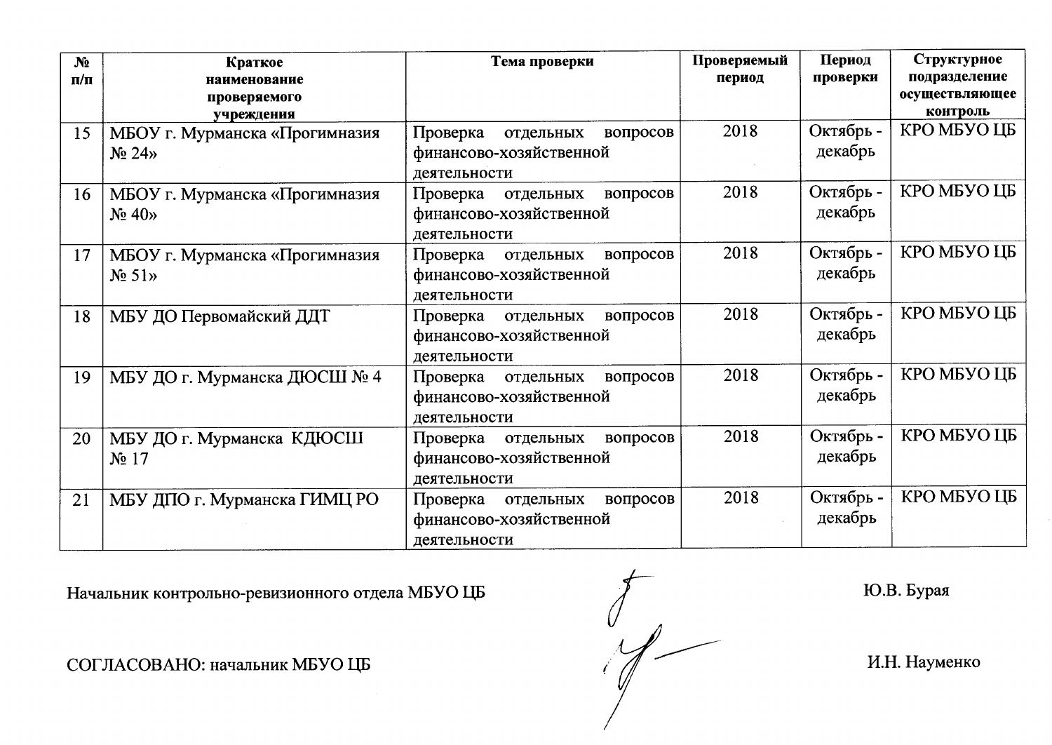| № п/п | Краткое наименование проверяемого учреждения | Тема проверки | Проверяемый период | Период проверки | Структурное подразделение осуществляющее контроль |
|---|---|---|---|---|---|
| 15 | МБОУ г. Мурманска «Прогимназия № 24» | Проверка отдельных вопросов финансово-хозяйственной деятельности | 2018 | Октябрь - декабрь | КРО МБУО ЦБ |
| 16 | МБОУ г. Мурманска «Прогимназия № 40» | Проверка отдельных вопросов финансово-хозяйственной деятельности | 2018 | Октябрь - декабрь | КРО МБУО ЦБ |
| 17 | МБОУ г. Мурманска «Прогимназия № 51» | Проверка отдельных вопросов финансово-хозяйственной деятельности | 2018 | Октябрь - декабрь | КРО МБУО ЦБ |
| 18 | МБУ ДО Первомайский ДДТ | Проверка отдельных вопросов финансово-хозяйственной деятельности | 2018 | Октябрь - декабрь | КРО МБУО ЦБ |
| 19 | МБУ ДО г. Мурманска ДЮСШ № 4 | Проверка отдельных вопросов финансово-хозяйственной деятельности | 2018 | Октябрь - декабрь | КРО МБУО ЦБ |
| 20 | МБУ ДО г. Мурманска КДЮСШ № 17 | Проверка отдельных вопросов финансово-хозяйственной деятельности | 2018 | Октябрь - декабрь | КРО МБУО ЦБ |
| 21 | МБУ ДПО г. Мурманска ГИМЦ РО | Проверка отдельных вопросов финансово-хозяйственной деятельности | 2018 | Октябрь - декабрь | КРО МБУО ЦБ |

Начальник контрольно-ревизионного отдела МБУО ЦБ Ю.В. Бурая

СОГЛАСОВАНО: начальник МБУО ЦБ И.Н. Науменко